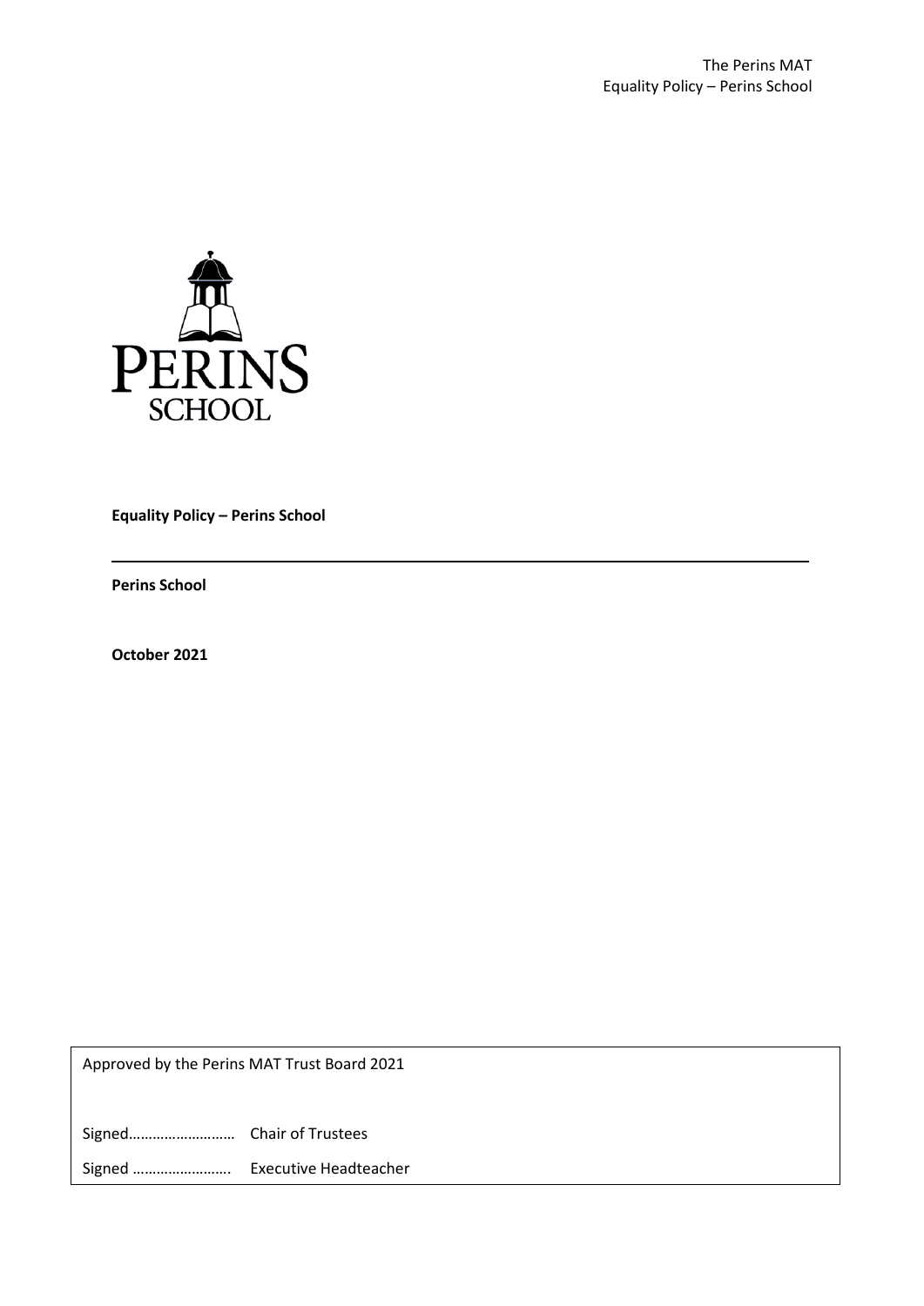**Equality Policy – Perins School**

---

**Perins School**

**October 2021**

Approved by the Perins MAT Trust Board 2021

Signed……………………… Chair of Trustees

Signed ……………………. Executive Headteacher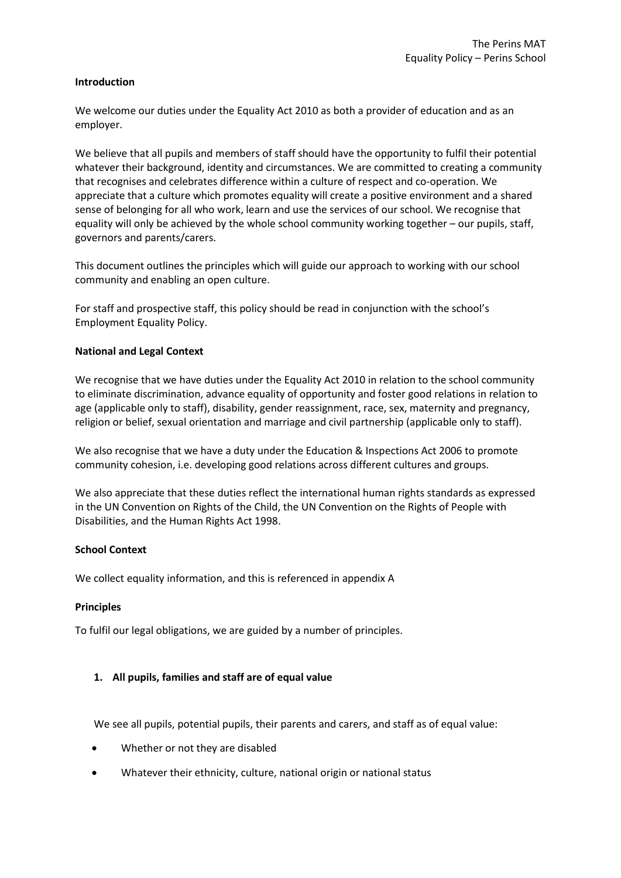**Introduction**

We welcome our duties under the Equality Act 2010 as both a provider of education and as an employer.

We believe that all pupils and members of staff should have the opportunity to fulfil their potential whatever their background, identity and circumstances. We are committed to creating a community that recognises and celebrates difference within a culture of respect and co-operation. We appreciate that a culture which promotes equality will create a positive environment and a shared sense of belonging for all who work, learn and use the services of our school. We recognise that equality will only be achieved by the whole school community working together – our pupils, staff, governors and parents/carers.

This document outlines the principles which will guide our approach to working with our school community and enabling an open culture.

For staff and prospective staff, this policy should be read in conjunction with the school's Employment Equality Policy.

**National and Legal Context**

We recognise that we have duties under the Equality Act 2010 in relation to the school community to eliminate discrimination, advance equality of opportunity and foster good relations in relation to age (applicable only to staff), disability, gender reassignment, race, sex, maternity and pregnancy, religion or belief, sexual orientation and marriage and civil partnership (applicable only to staff).

We also recognise that we have a duty under the Education & Inspections Act 2006 to promote community cohesion, i.e. developing good relations across different cultures and groups.

We also appreciate that these duties reflect the international human rights standards as expressed in the UN Convention on Rights of the Child, the UN Convention on the Rights of People with Disabilities, and the Human Rights Act 1998.

**School Context**

We collect equality information, and this is referenced in appendix A

**Principles**

To fulfil our legal obligations, we are guided by a number of principles.

**1. All pupils, families and staff are of equal value**

We see all pupils, potential pupils, their parents and carers, and staff as of equal value:

- Whether or not they are disabled
- Whatever their ethnicity, culture, national origin or national status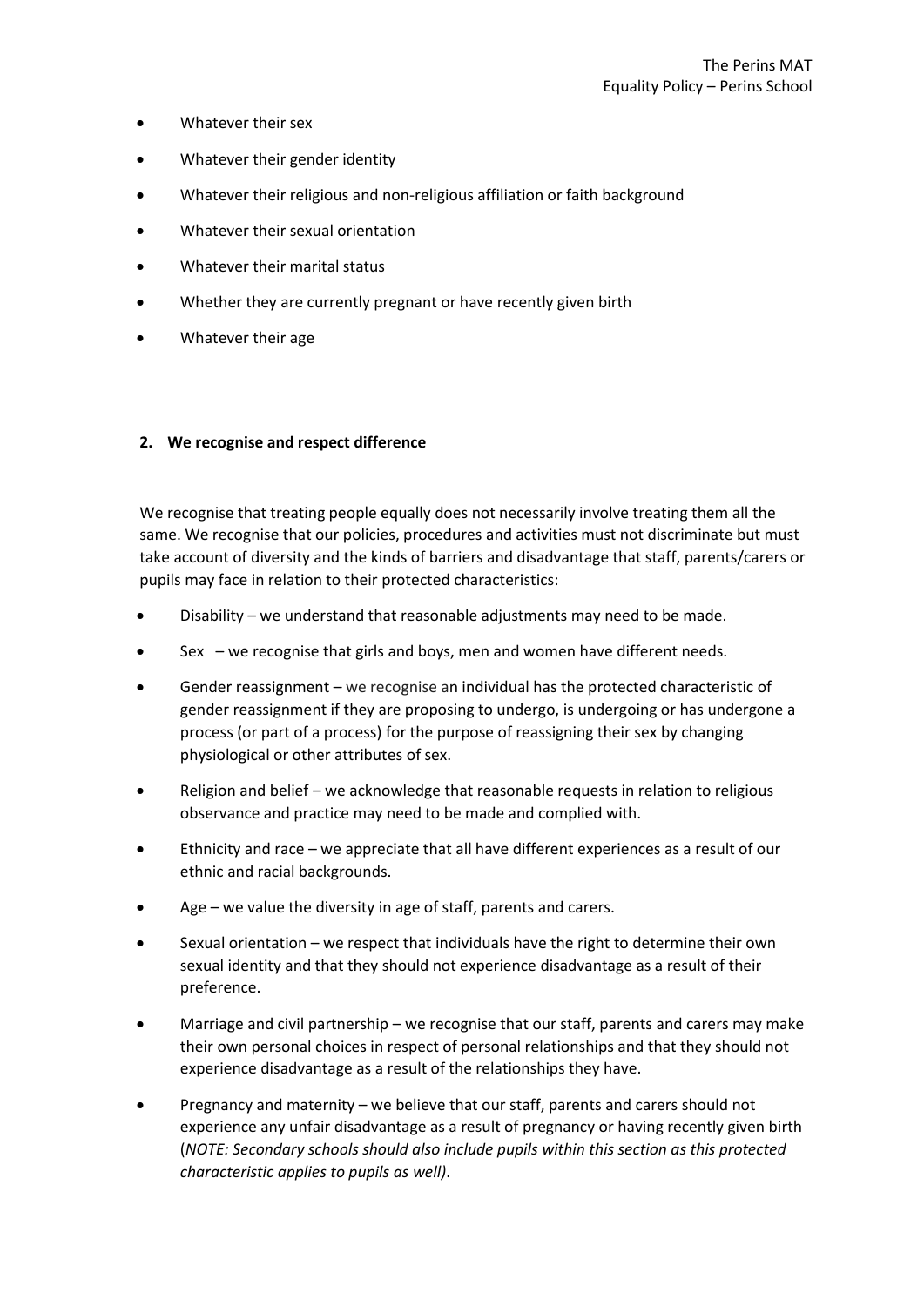- Whatever their sex
- Whatever their gender identity
- Whatever their religious and non-religious affiliation or faith background
- Whatever their sexual orientation
- Whatever their marital status
- Whether they are currently pregnant or have recently given birth
- Whatever their age

**2. We recognise and respect difference**

We recognise that treating people equally does not necessarily involve treating them all the same. We recognise that our policies, procedures and activities must not discriminate but must take account of diversity and the kinds of barriers and disadvantage that staff, parents/carers or pupils may face in relation to their protected characteristics:

- Disability – we understand that reasonable adjustments may need to be made.
- Sex – we recognise that girls and boys, men and women have different needs.
- Gender reassignment – we recognise an individual has the protected characteristic of gender reassignment if they are proposing to undergo, is undergoing or has undergone a process (or part of a process) for the purpose of reassigning their sex by changing physiological or other attributes of sex.
- Religion and belief – we acknowledge that reasonable requests in relation to religious observance and practice may need to be made and complied with.
- Ethnicity and race – we appreciate that all have different experiences as a result of our ethnic and racial backgrounds.
- Age – we value the diversity in age of staff, parents and carers.
- Sexual orientation – we respect that individuals have the right to determine their own sexual identity and that they should not experience disadvantage as a result of their preference.
- Marriage and civil partnership – we recognise that our staff, parents and carers may make their own personal choices in respect of personal relationships and that they should not experience disadvantage as a result of the relationships they have.
- Pregnancy and maternity – we believe that our staff, parents and carers should not experience any unfair disadvantage as a result of pregnancy or having recently given birth (*NOTE: Secondary schools should also include pupils within this section as this protected characteristic applies to pupils as well)*.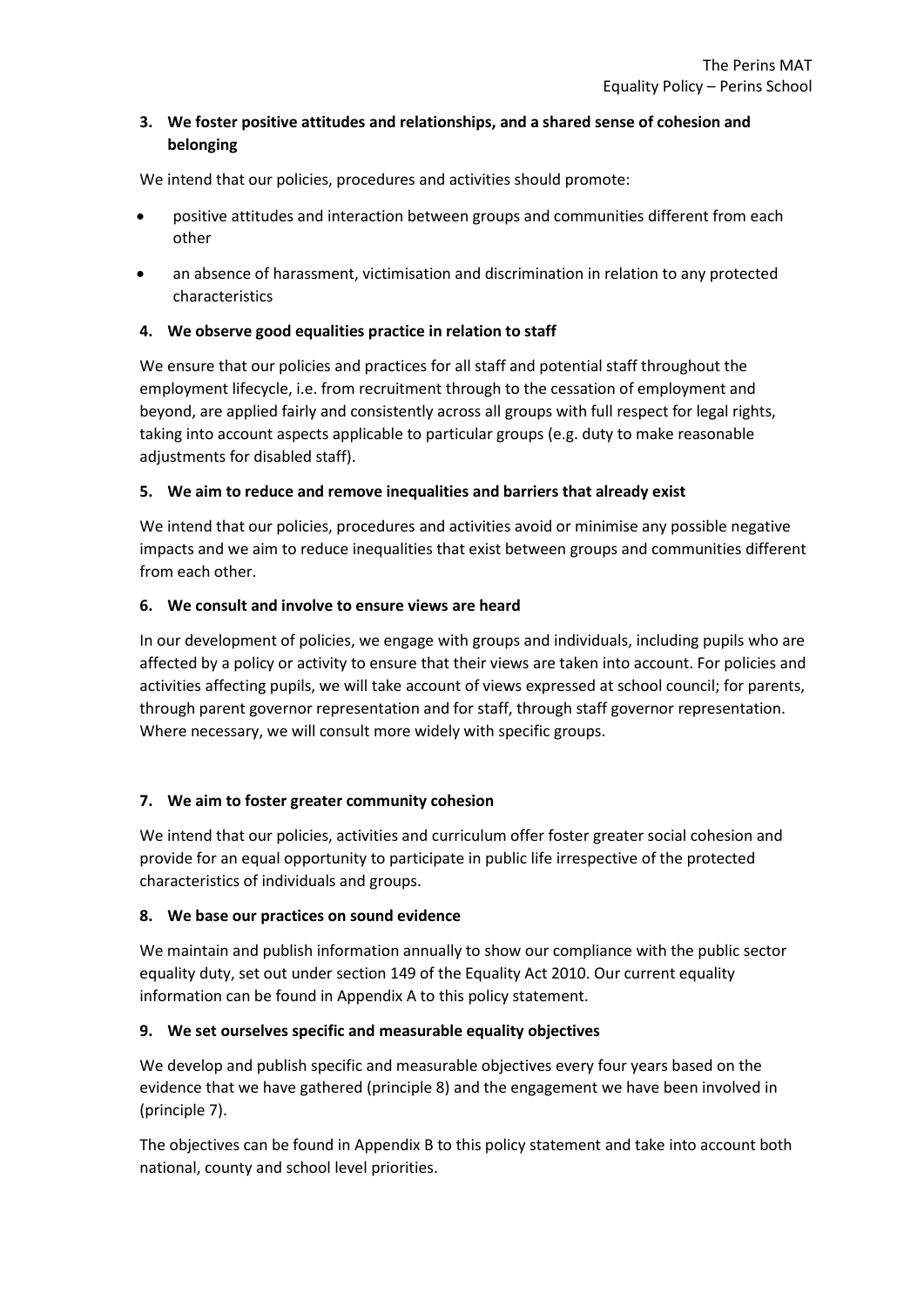**3. We foster positive attitudes and relationships, and a shared sense of cohesion and belonging**

We intend that our policies, procedures and activities should promote:

- positive attitudes and interaction between groups and communities different from each other
- an absence of harassment, victimisation and discrimination in relation to any protected characteristics

**4. We observe good equalities practice in relation to staff**

We ensure that our policies and practices for all staff and potential staff throughout the employment lifecycle, i.e. from recruitment through to the cessation of employment and beyond, are applied fairly and consistently across all groups with full respect for legal rights, taking into account aspects applicable to particular groups (e.g. duty to make reasonable adjustments for disabled staff).

**5. We aim to reduce and remove inequalities and barriers that already exist**

We intend that our policies, procedures and activities avoid or minimise any possible negative impacts and we aim to reduce inequalities that exist between groups and communities different from each other.

**6. We consult and involve to ensure views are heard**

In our development of policies, we engage with groups and individuals, including pupils who are affected by a policy or activity to ensure that their views are taken into account. For policies and activities affecting pupils, we will take account of views expressed at school council; for parents, through parent governor representation and for staff, through staff governor representation. Where necessary, we will consult more widely with specific groups.

**7. We aim to foster greater community cohesion**

We intend that our policies, activities and curriculum offer foster greater social cohesion and provide for an equal opportunity to participate in public life irrespective of the protected characteristics of individuals and groups.

**8. We base our practices on sound evidence**

We maintain and publish information annually to show our compliance with the public sector equality duty, set out under section 149 of the Equality Act 2010. Our current equality information can be found in Appendix A to this policy statement.

**9. We set ourselves specific and measurable equality objectives**

We develop and publish specific and measurable objectives every four years based on the evidence that we have gathered (principle 8) and the engagement we have been involved in (principle 7).

The objectives can be found in Appendix B to this policy statement and take into account both national, county and school level priorities.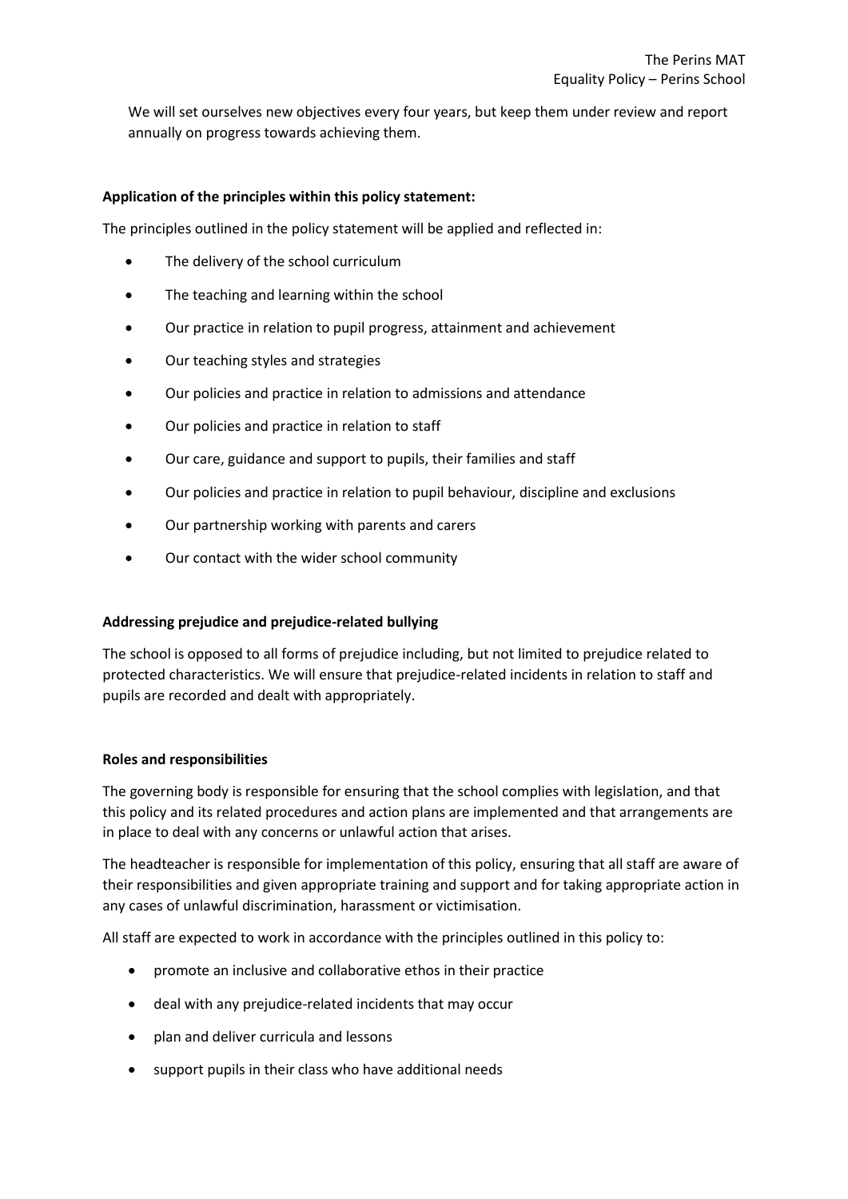We will set ourselves new objectives every four years, but keep them under review and report annually on progress towards achieving them.

**Application of the principles within this policy statement:**

The principles outlined in the policy statement will be applied and reflected in:

- The delivery of the school curriculum
- The teaching and learning within the school
- Our practice in relation to pupil progress, attainment and achievement
- Our teaching styles and strategies
- Our policies and practice in relation to admissions and attendance
- Our policies and practice in relation to staff
- Our care, guidance and support to pupils, their families and staff
- Our policies and practice in relation to pupil behaviour, discipline and exclusions
- Our partnership working with parents and carers
- Our contact with the wider school community

**Addressing prejudice and prejudice-related bullying**

The school is opposed to all forms of prejudice including, but not limited to prejudice related to protected characteristics. We will ensure that prejudice-related incidents in relation to staff and pupils are recorded and dealt with appropriately.

**Roles and responsibilities**

The governing body is responsible for ensuring that the school complies with legislation, and that this policy and its related procedures and action plans are implemented and that arrangements are in place to deal with any concerns or unlawful action that arises.

The headteacher is responsible for implementation of this policy, ensuring that all staff are aware of their responsibilities and given appropriate training and support and for taking appropriate action in any cases of unlawful discrimination, harassment or victimisation.

All staff are expected to work in accordance with the principles outlined in this policy to:

- promote an inclusive and collaborative ethos in their practice
- deal with any prejudice-related incidents that may occur
- plan and deliver curricula and lessons
- support pupils in their class who have additional needs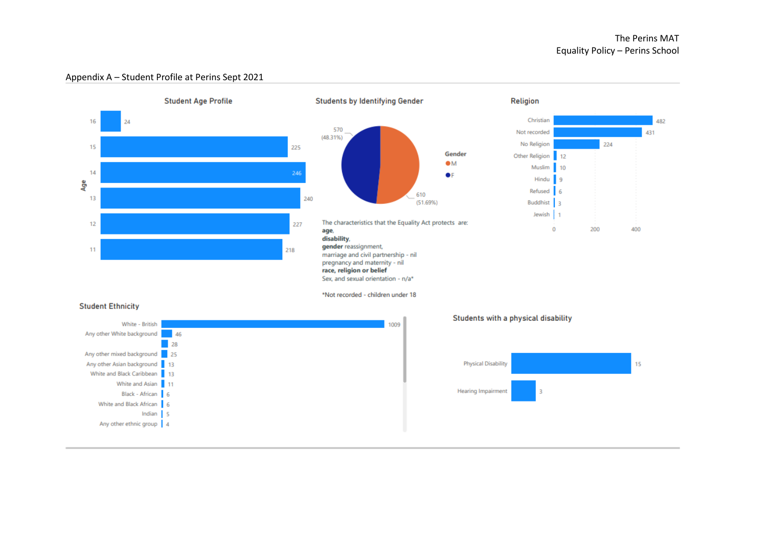## Appendix A – Student Profile at Perins Sept 2021

### Student Age Profile

| Age | Students |
|---|---|
| 16 | 24 |
| 15 | 225 |
| 14 | 246 |
| 13 | 240 |
| 12 | 227 |
| 11 | 218 |

### Students by Identifying Gender

| Gender | Students |
|---|---|
| M | 610 (51.69%) |
| F | 570 (48.31%) |

The characteristics that the Equality Act protects are:
**age**,
**disability**,
**gender** reassignment,
marriage and civil partnership - nil
pregnancy and maternity - nil
**race, religion or belief**
Sex, and sexual orientation - n/a*

*Not recorded - children under 18

### Religion

| Religion | Students |
|---|---|
| Christian | 482 |
| Not recorded | 431 |
| No Religion | 224 |
| Other Religion | 12 |
| Muslim | 10 |
| Hindu | 9 |
| Refused | 6 |
| Buddhist | 3 |
| Jewish | 1 |

### Student Ethnicity

| Ethnicity | Students |
|---|---|
| White - British | 1009 |
| Any other White background | 46 |
| | 28 |
| Any other mixed background | 25 |
| Any other Asian background | 13 |
| White and Black Caribbean | 13 |
| White and Asian | 11 |
| Black - African | 6 |
| White and Black African | 6 |
| Indian | 5 |
| Any other ethnic group | 4 |

### Students with a physical disability

| Disability | Students |
|---|---|
| Physical Disability | 15 |
| Hearing Impairment | 3 |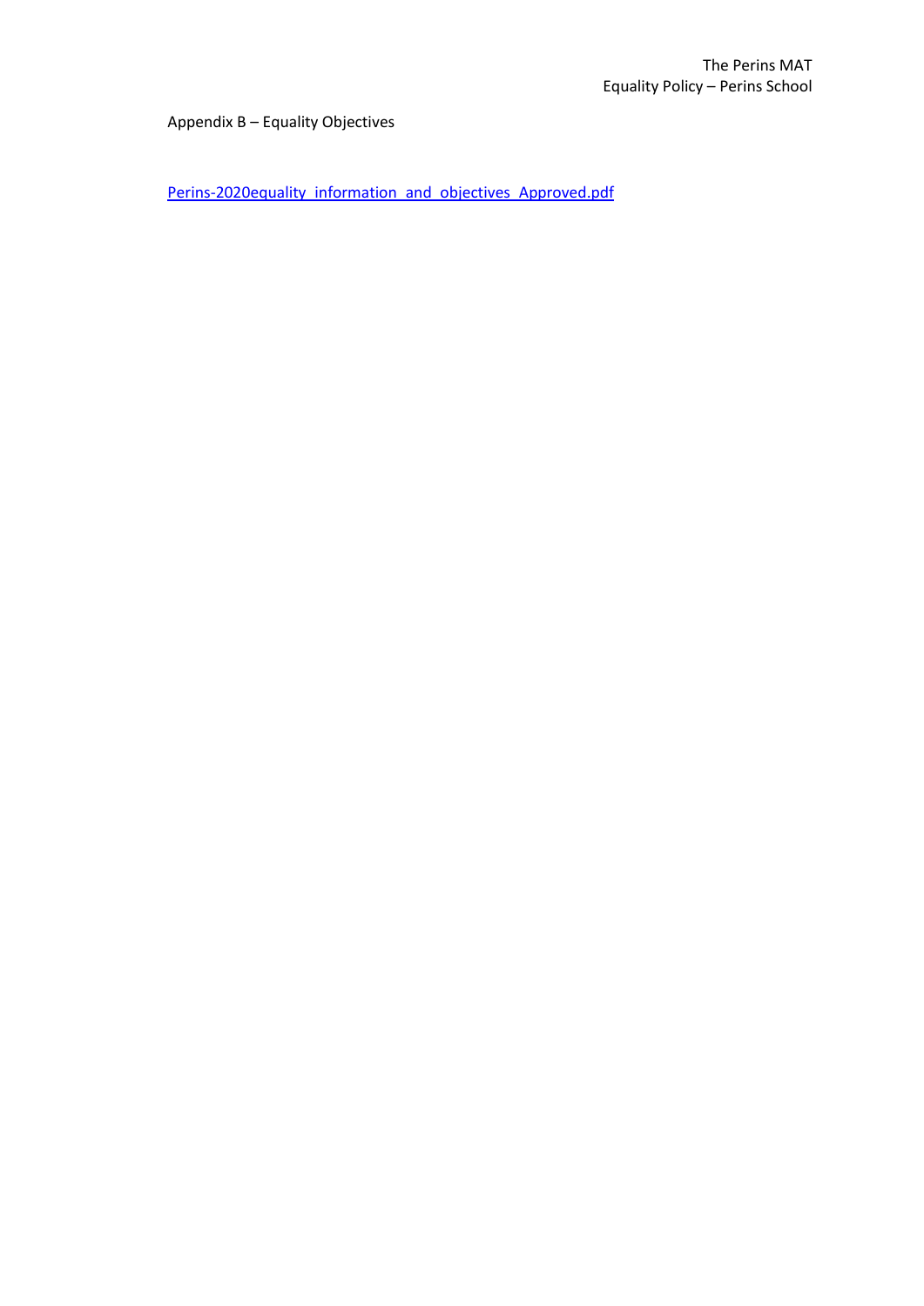Appendix B – Equality Objectives

[Perins-2020equality_information_and_objectives_Approved.pdf]